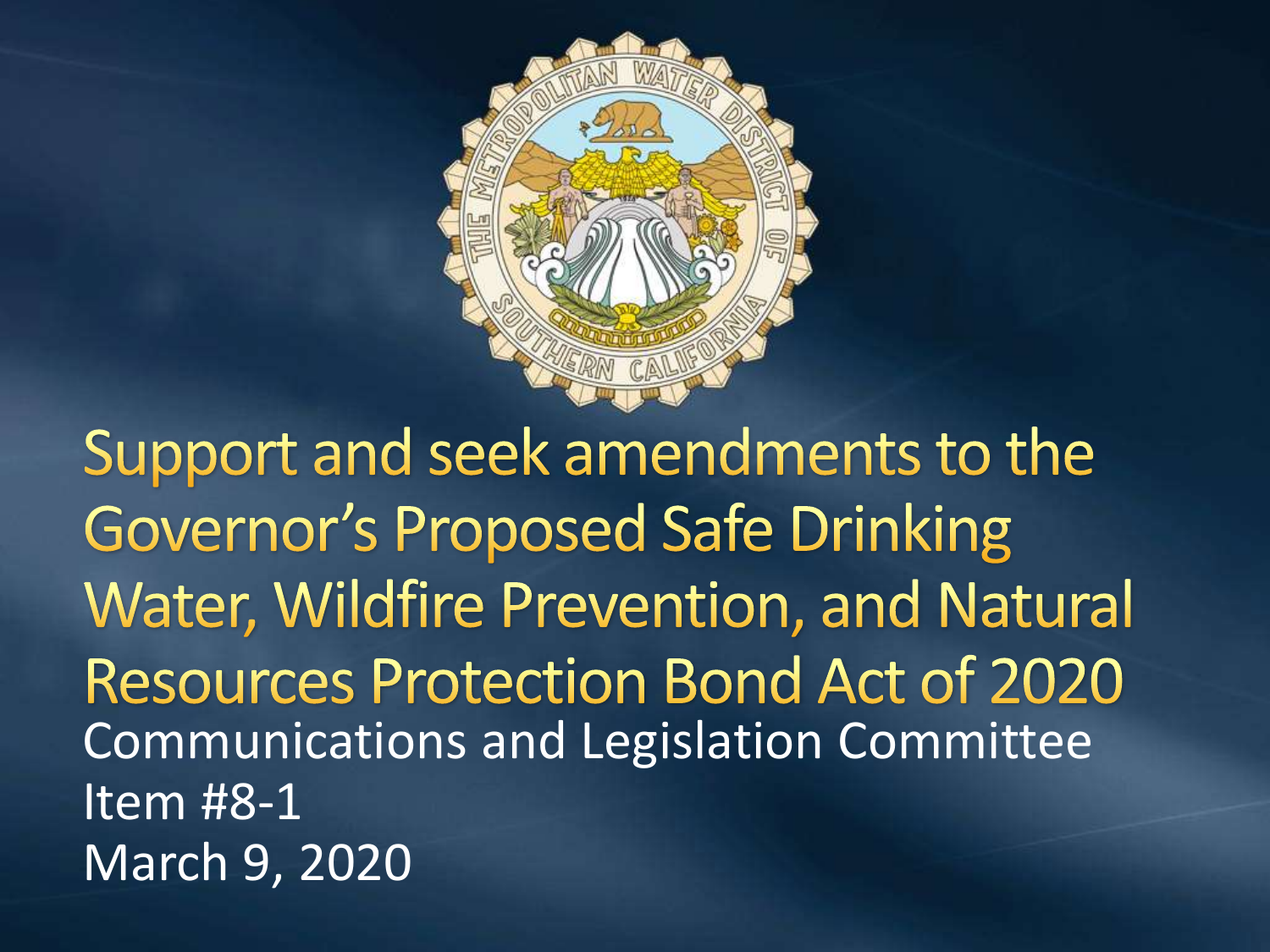# Support and seek amendments to the Governor's Proposed Safe Drinking Water, Wildfire Prevention, and Natural Resources Protection Bond Act of 2020

Communications and Legislation Committee
Item #8-1
March 9, 2020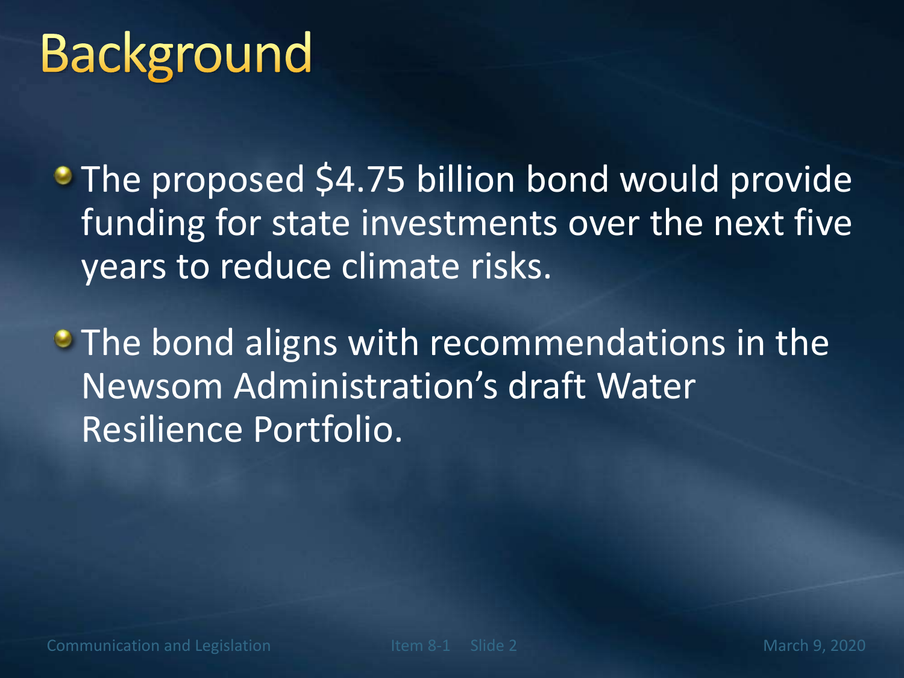# Background

- The proposed $4.75 billion bond would provide funding for state investments over the next five years to reduce climate risks.
- The bond aligns with recommendations in the Newsom Administration's draft Water Resilience Portfolio.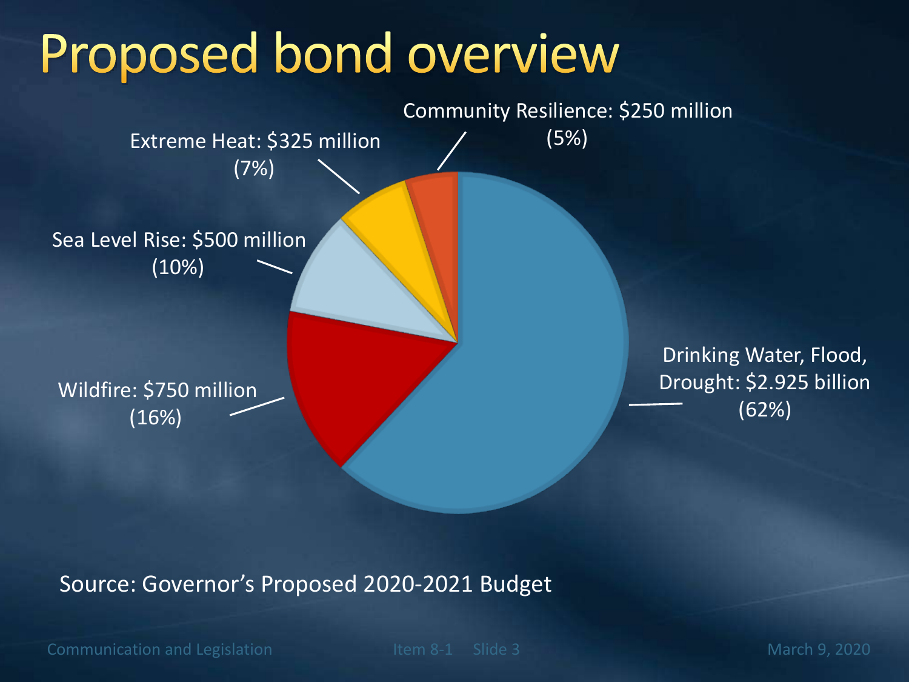# Proposed bond overview

- Community Resilience: $250 million (5%)
- Extreme Heat: $325 million (7%)
- Sea Level Rise: $500 million (10%)
- Wildfire: $750 million (16%)
- Drinking Water, Flood, Drought: $2.925 billion (62%)

Source: Governor's Proposed 2020-2021 Budget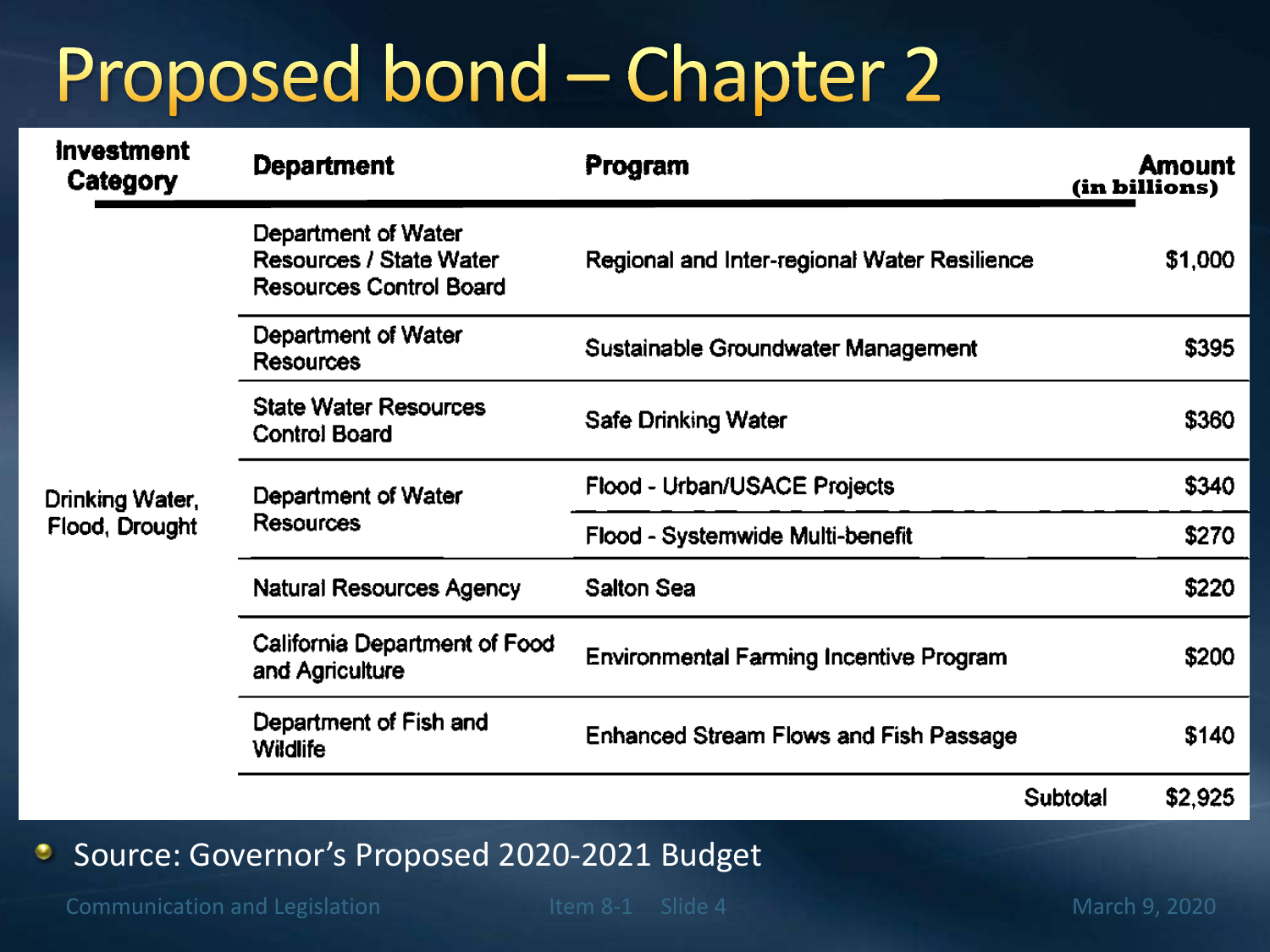# Proposed bond – Chapter 2

| Investment Category | Department | Program | Amount (in billions) |
|---|---|---|---|
| Drinking Water, Flood, Drought | Department of Water Resources / State Water Resources Control Board | Regional and Inter-regional Water Resilience | $1,000 |
| | Department of Water Resources | Sustainable Groundwater Management | $395 |
| | State Water Resources Control Board | Safe Drinking Water | $360 |
| | Department of Water Resources | Flood - Urban/USACE Projects | $340 |
| | | Flood - Systemwide Multi-benefit | $270 |
| | Natural Resources Agency | Salton Sea | $220 |
| | California Department of Food and Agriculture | Environmental Farming Incentive Program | $200 |
| | Department of Fish and Wildlife | Enhanced Stream Flows and Fish Passage | $140 |
| | | Subtotal | $2,925 |

- Source: Governor's Proposed 2020-2021 Budget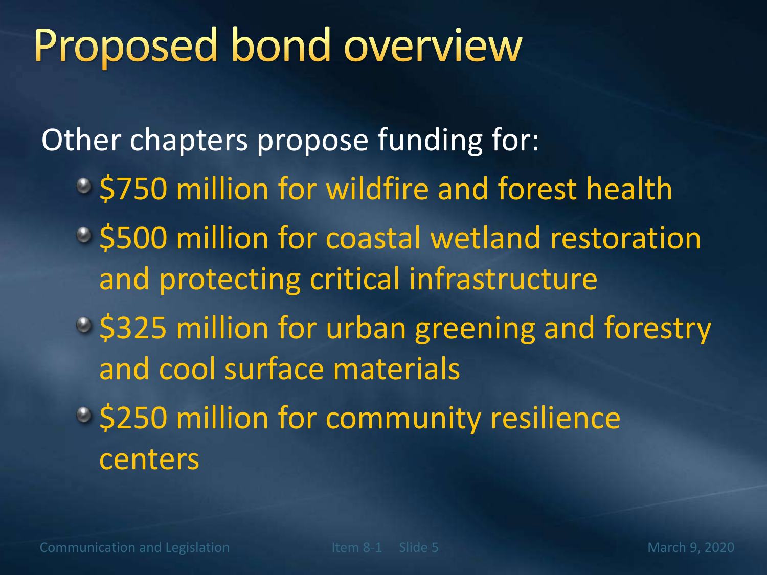# Proposed bond overview

Other chapters propose funding for:

- $750 million for wildfire and forest health
- $500 million for coastal wetland restoration and protecting critical infrastructure
- $325 million for urban greening and forestry and cool surface materials
- $250 million for community resilience centers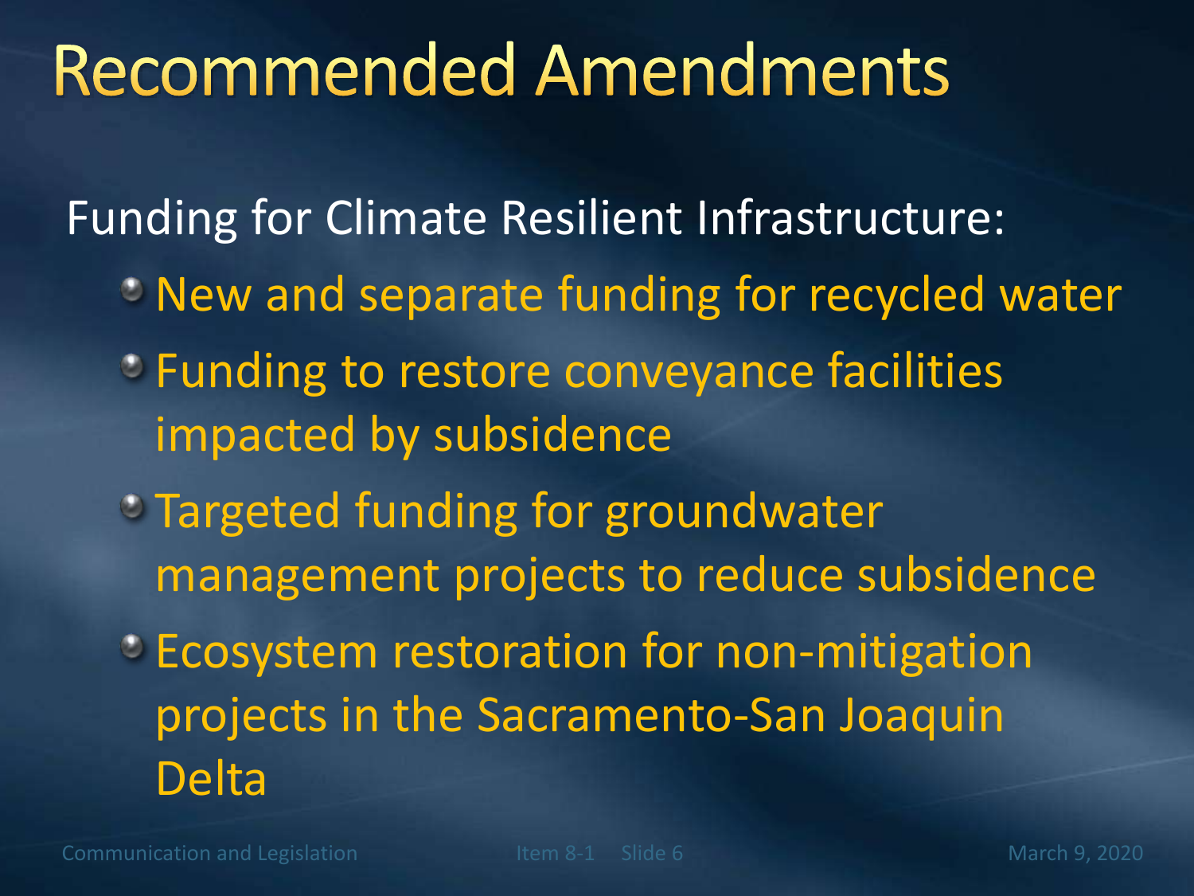# Recommended Amendments

Funding for Climate Resilient Infrastructure:

- New and separate funding for recycled water
- Funding to restore conveyance facilities impacted by subsidence
- Targeted funding for groundwater management projects to reduce subsidence
- Ecosystem restoration for non-mitigation projects in the Sacramento-San Joaquin Delta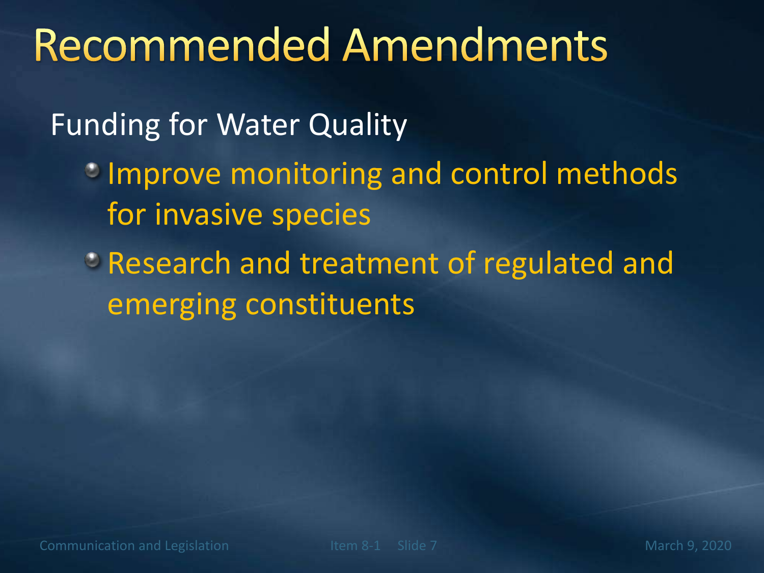# Recommended Amendments

Funding for Water Quality

- Improve monitoring and control methods for invasive species
- Research and treatment of regulated and emerging constituents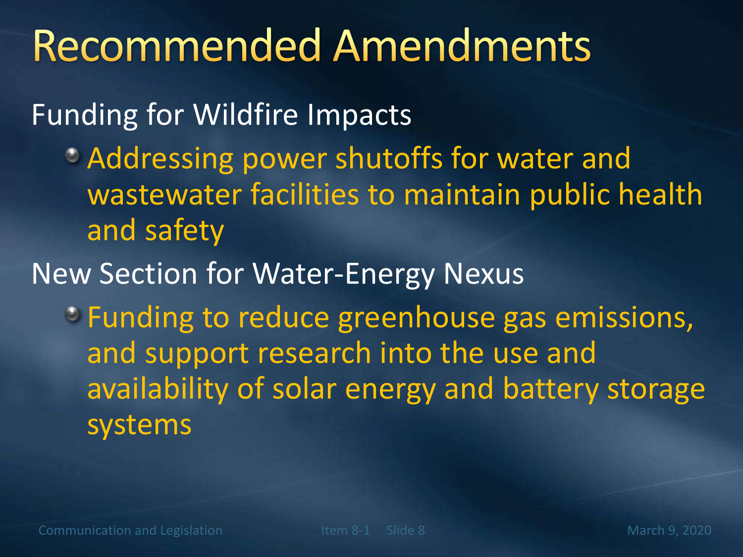# Recommended Amendments

Funding for Wildfire Impacts

- Addressing power shutoffs for water and wastewater facilities to maintain public health and safety

New Section for Water-Energy Nexus

- Funding to reduce greenhouse gas emissions, and support research into the use and availability of solar energy and battery storage systems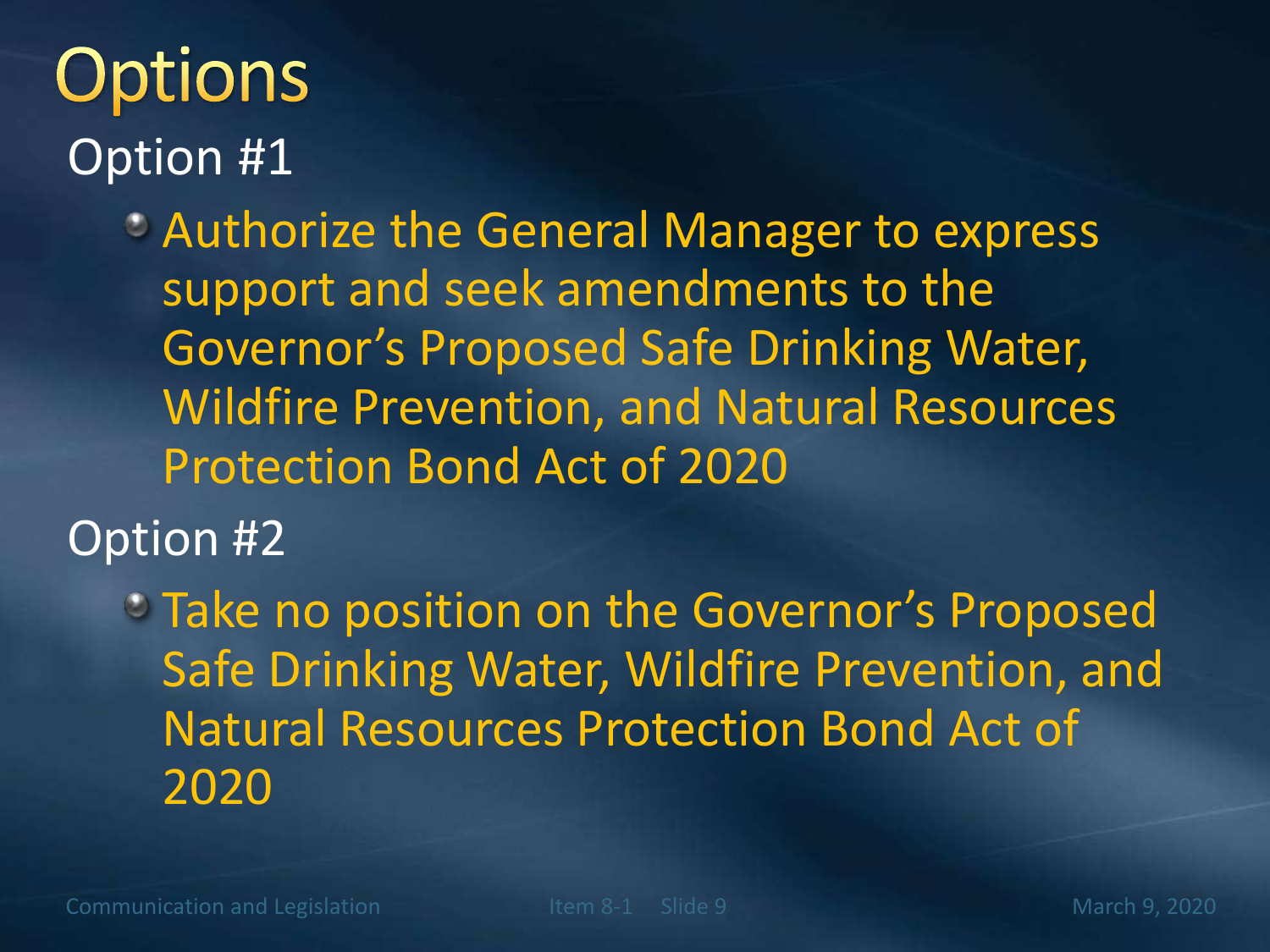# Options

## Option #1

- Authorize the General Manager to express support and seek amendments to the Governor's Proposed Safe Drinking Water, Wildfire Prevention, and Natural Resources Protection Bond Act of 2020

## Option #2

- Take no position on the Governor's Proposed Safe Drinking Water, Wildfire Prevention, and Natural Resources Protection Bond Act of 2020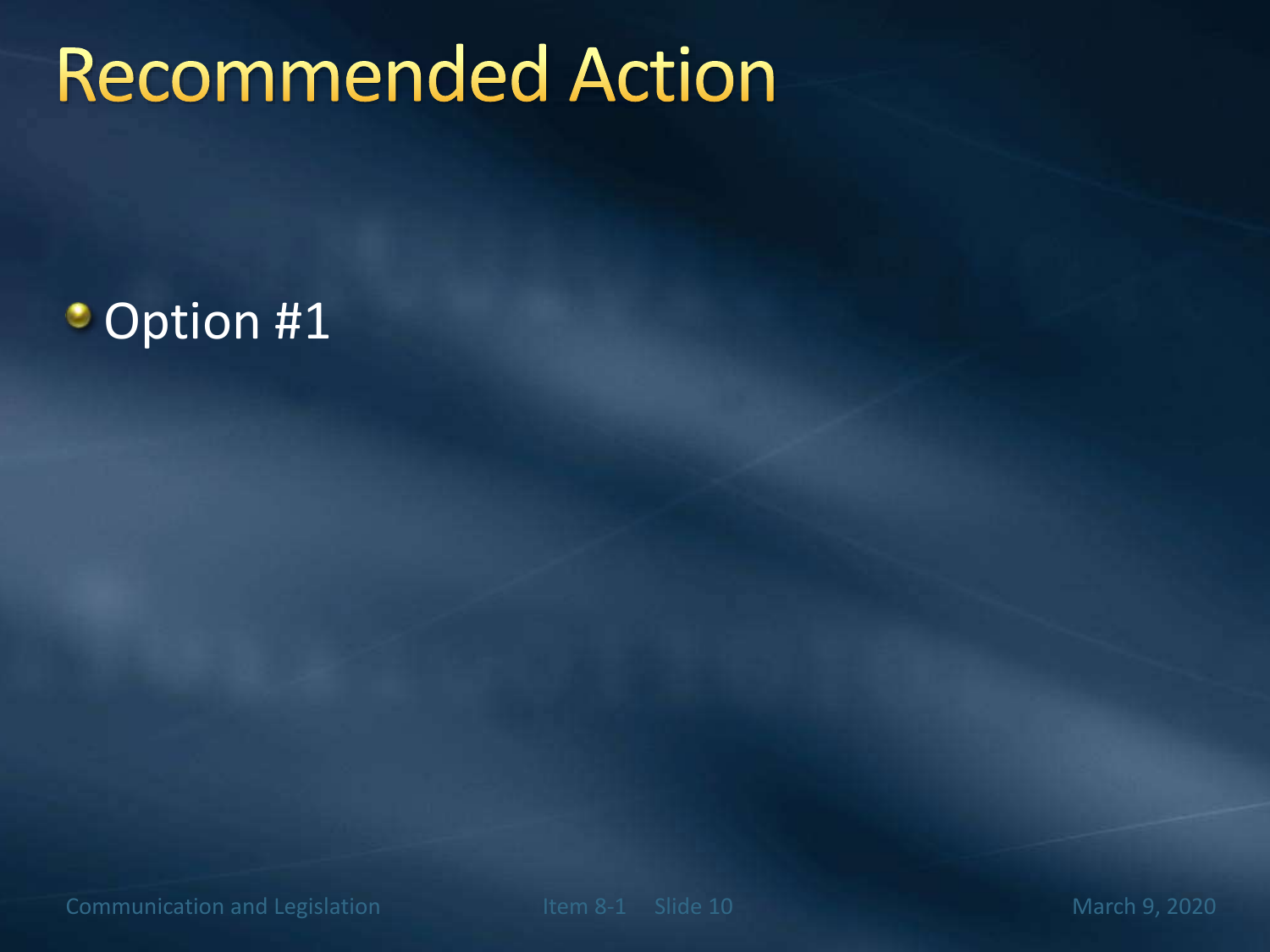# Recommended Action

- Option #1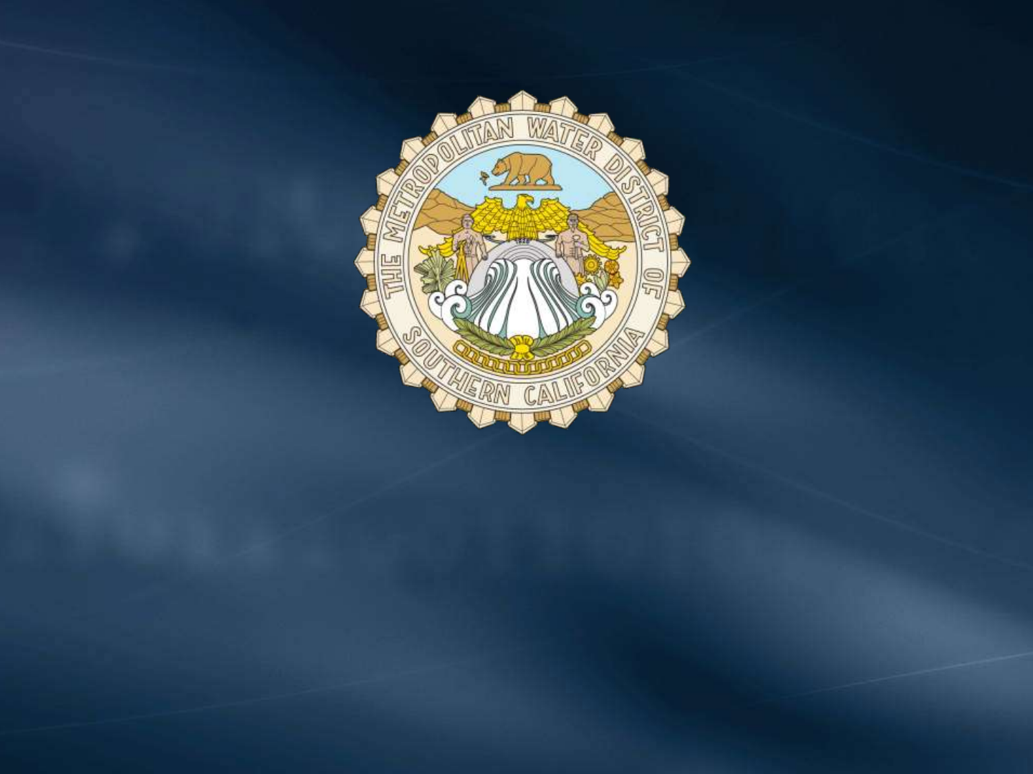THE METROPOLITAN WATER DISTRICT OF SOUTHERN CALIFORNIA